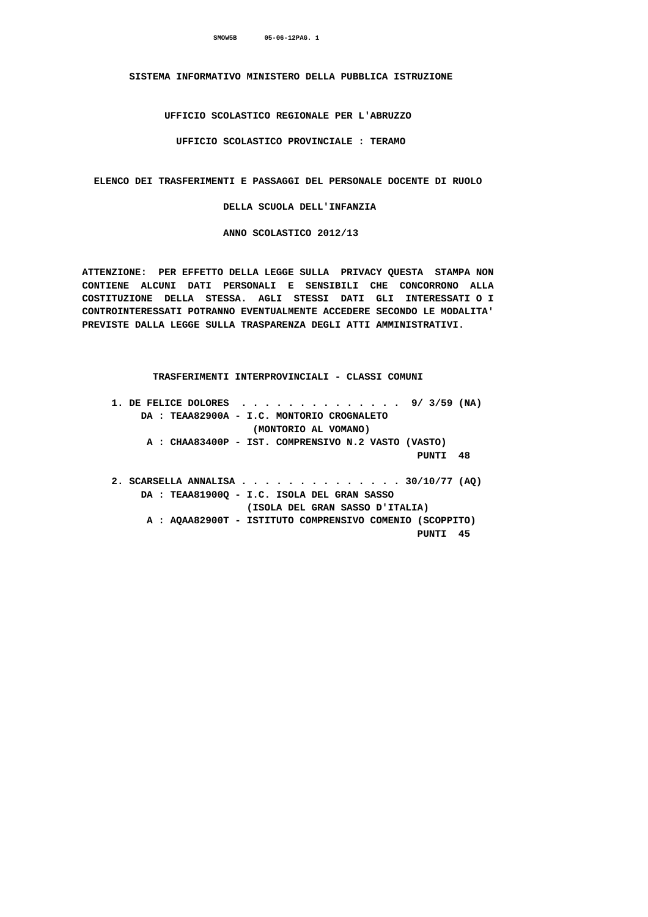SISTEMA INFORMATIVO MINISTERO DELLA PUBBLICA ISTRUZIONE

UFFICIO SCOLASTICO REGIONALE PER L'ABRUZZO

UFFICIO SCOLASTICO PROVINCIALE : TERAMO

ELENCO DEI TRASFERIMENTI E PASSAGGI DEL PERSONALE DOCENTE DI RUOLO

DELLA SCUOLA DELL'INFANZIA

ANNO SCOLASTICO 2012/13

ATTENZIONE: PER EFFETTO DELLA LEGGE SULLA PRIVACY QUESTA STAMPA NON CONTIENE ALCUNI DATI PERSONALI E SENSIBILI CHE CONCORRONO ALLA COSTITUZIONE DELLA STESSA. AGLI STESSI DATI GLI INTERESSATI O I CONTROINTERESSATI POTRANNO EVENTUALMENTE ACCEDERE SECONDO LE MODALITA' PREVISTE DALLA LEGGE SULLA TRASPARENZA DEGLI ATTI AMMINISTRATIVI.

TRASFERIMENTI INTERPROVINCIALI - CLASSI COMUNI

1. DE FELICE DOLORES . . . . . . . . . . . . . . 9/ 3/59 (NA)
DA : TEAA82900A - I.C. MONTORIO CROGNALETO
(MONTORIO AL VOMANO)
A : CHAA83400P - IST. COMPRENSIVO N.2 VASTO (VASTO)
PUNTI 48

2. SCARSELLA ANNALISA . . . . . . . . . . . . . . 30/10/77 (AQ)
DA : TEAA81900Q - I.C. ISOLA DEL GRAN SASSO
(ISOLA DEL GRAN SASSO D'ITALIA)
A : AQAA82900T - ISTITUTO COMPRENSIVO COMENIO (SCOPPITO)
PUNTI 45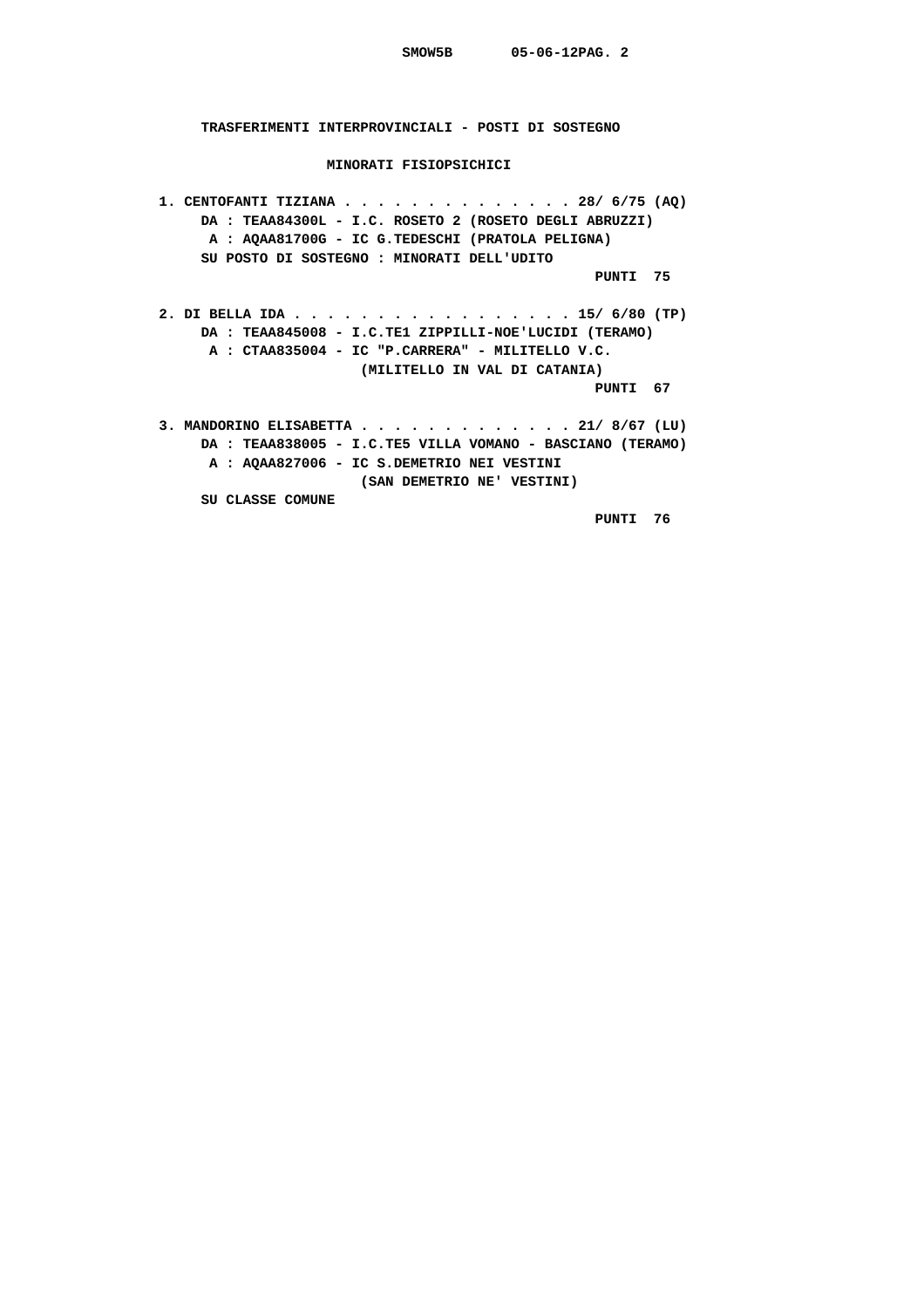## TRASFERIMENTI INTERPROVINCIALI - POSTI DI SOSTEGNO

### MINORATI FISIOPSICHICI

**1. CENTOFANTI TIZIANA . . . . . . . . . . . . . . . 28/ 6/75 (AQ)**
DA : TEAA84300L - I.C. ROSETO 2 (ROSETO DEGLI ABRUZZI)
A : AQAA81700G - IC G.TEDESCHI (PRATOLA PELIGNA)
SU POSTO DI SOSTEGNO : MINORATI DELL'UDITO
PUNTI 75

**2. DI BELLA IDA . . . . . . . . . . . . . . . . . . 15/ 6/80 (TP)**
DA : TEAA845008 - I.C.TE1 ZIPPILLI-NOE'LUCIDI (TERAMO)
A : CTAA835004 - IC "P.CARRERA" - MILITELLO V.C. (MILITELLO IN VAL DI CATANIA)
PUNTI 67

**3. MANDORINO ELISABETTA . . . . . . . . . . . . . 21/ 8/67 (LU)**
DA : TEAA838005 - I.C.TE5 VILLA VOMANO - BASCIANO (TERAMO)
A : AQAA827006 - IC S.DEMETRIO NEI VESTINI (SAN DEMETRIO NE' VESTINI)
SU CLASSE COMUNE
PUNTI 76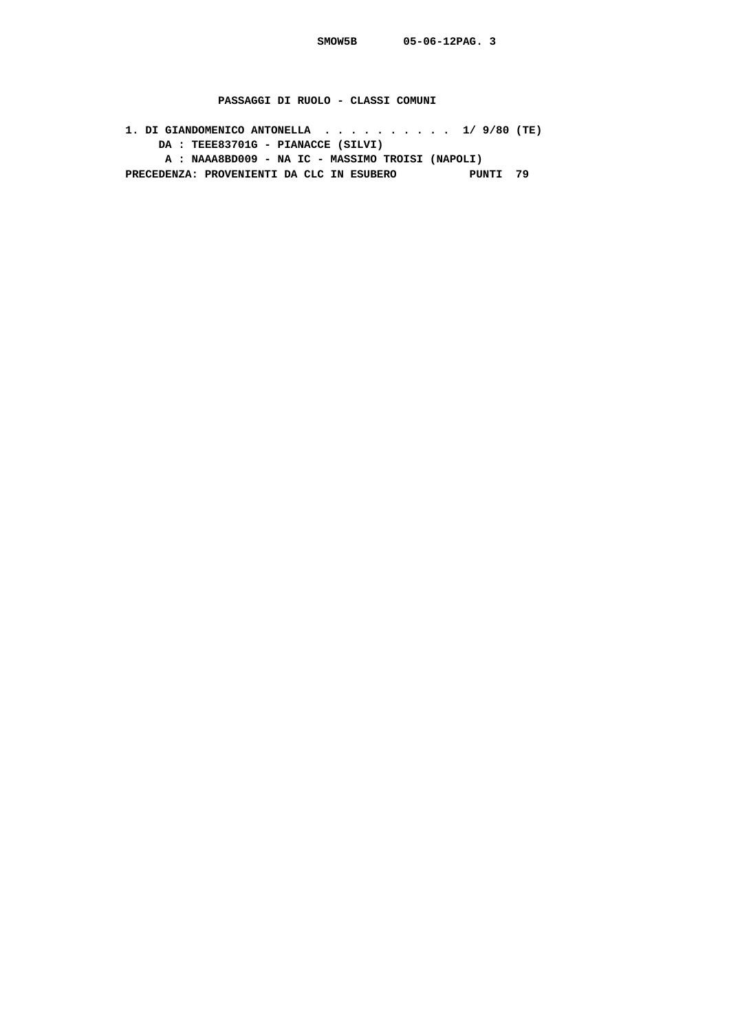## PASSAGGI DI RUOLO - CLASSI COMUNI

**1. DI GIANDOMENICO ANTONELLA . . . . . . . . . . 1/ 9/80 (TE)**
**DA : TEEE83701G - PIANACCE (SILVI)**
**A : NAAA8BD009 - NA IC - MASSIMO TROISI (NAPOLI)**
**PRECEDENZA: PROVENIENTI DA CLC IN ESUBERO PUNTI 79**